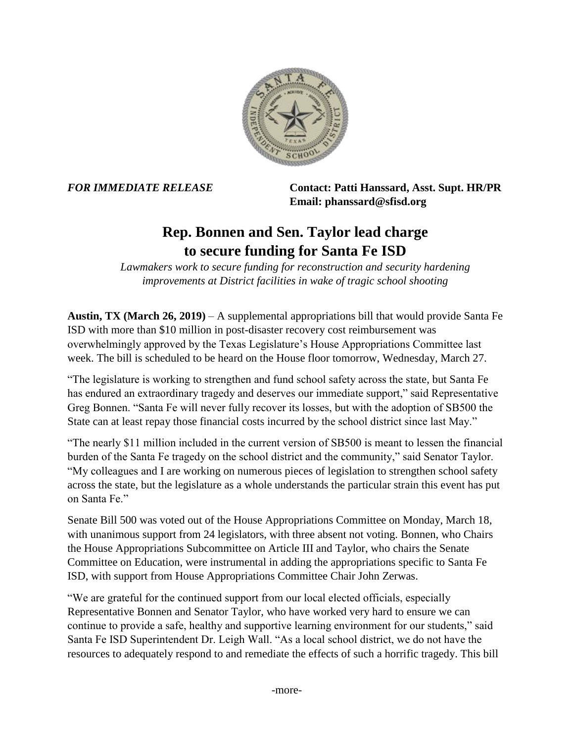*FOR IMMEDIATE RELEASE*

**Contact: Patti Hanssard, Asst. Supt. HR/PR**
**Email: phanssard@sfisd.org**

# Rep. Bonnen and Sen. Taylor lead charge to secure funding for Santa Fe ISD

*Lawmakers work to secure funding for reconstruction and security hardening improvements at District facilities in wake of tragic school shooting*

**Austin, TX (March 26, 2019)** – A supplemental appropriations bill that would provide Santa Fe ISD with more than $10 million in post-disaster recovery cost reimbursement was overwhelmingly approved by the Texas Legislature's House Appropriations Committee last week. The bill is scheduled to be heard on the House floor tomorrow, Wednesday, March 27.

"The legislature is working to strengthen and fund school safety across the state, but Santa Fe has endured an extraordinary tragedy and deserves our immediate support," said Representative Greg Bonnen. "Santa Fe will never fully recover its losses, but with the adoption of SB500 the State can at least repay those financial costs incurred by the school district since last May."

"The nearly $11 million included in the current version of SB500 is meant to lessen the financial burden of the Santa Fe tragedy on the school district and the community," said Senator Taylor. "My colleagues and I are working on numerous pieces of legislation to strengthen school safety across the state, but the legislature as a whole understands the particular strain this event has put on Santa Fe."

Senate Bill 500 was voted out of the House Appropriations Committee on Monday, March 18, with unanimous support from 24 legislators, with three absent not voting. Bonnen, who Chairs the House Appropriations Subcommittee on Article III and Taylor, who chairs the Senate Committee on Education, were instrumental in adding the appropriations specific to Santa Fe ISD, with support from House Appropriations Committee Chair John Zerwas.

"We are grateful for the continued support from our local elected officials, especially Representative Bonnen and Senator Taylor, who have worked very hard to ensure we can continue to provide a safe, healthy and supportive learning environment for our students," said Santa Fe ISD Superintendent Dr. Leigh Wall. "As a local school district, we do not have the resources to adequately respond to and remediate the effects of such a horrific tragedy. This bill

-more-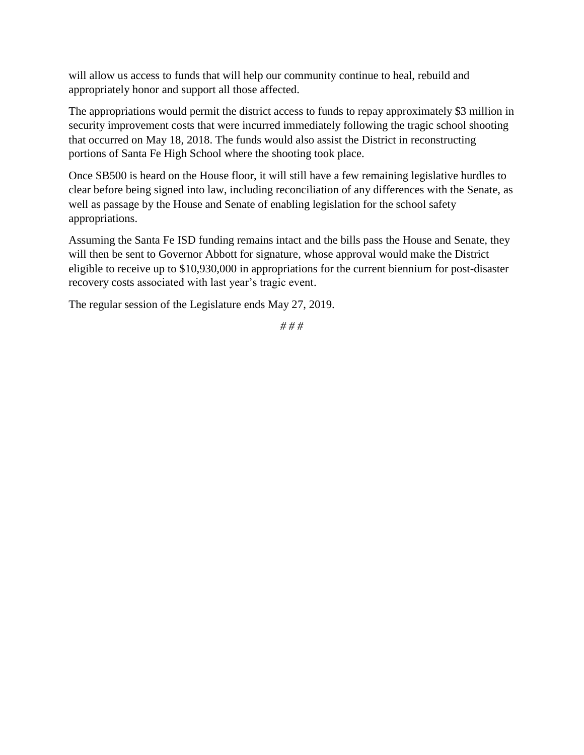will allow us access to funds that will help our community continue to heal, rebuild and appropriately honor and support all those affected.

The appropriations would permit the district access to funds to repay approximately $3 million in security improvement costs that were incurred immediately following the tragic school shooting that occurred on May 18, 2018. The funds would also assist the District in reconstructing portions of Santa Fe High School where the shooting took place.

Once SB500 is heard on the House floor, it will still have a few remaining legislative hurdles to clear before being signed into law, including reconciliation of any differences with the Senate, as well as passage by the House and Senate of enabling legislation for the school safety appropriations.

Assuming the Santa Fe ISD funding remains intact and the bills pass the House and Senate, they will then be sent to Governor Abbott for signature, whose approval would make the District eligible to receive up to $10,930,000 in appropriations for the current biennium for post-disaster recovery costs associated with last year's tragic event.

The regular session of the Legislature ends May 27, 2019.

# # #